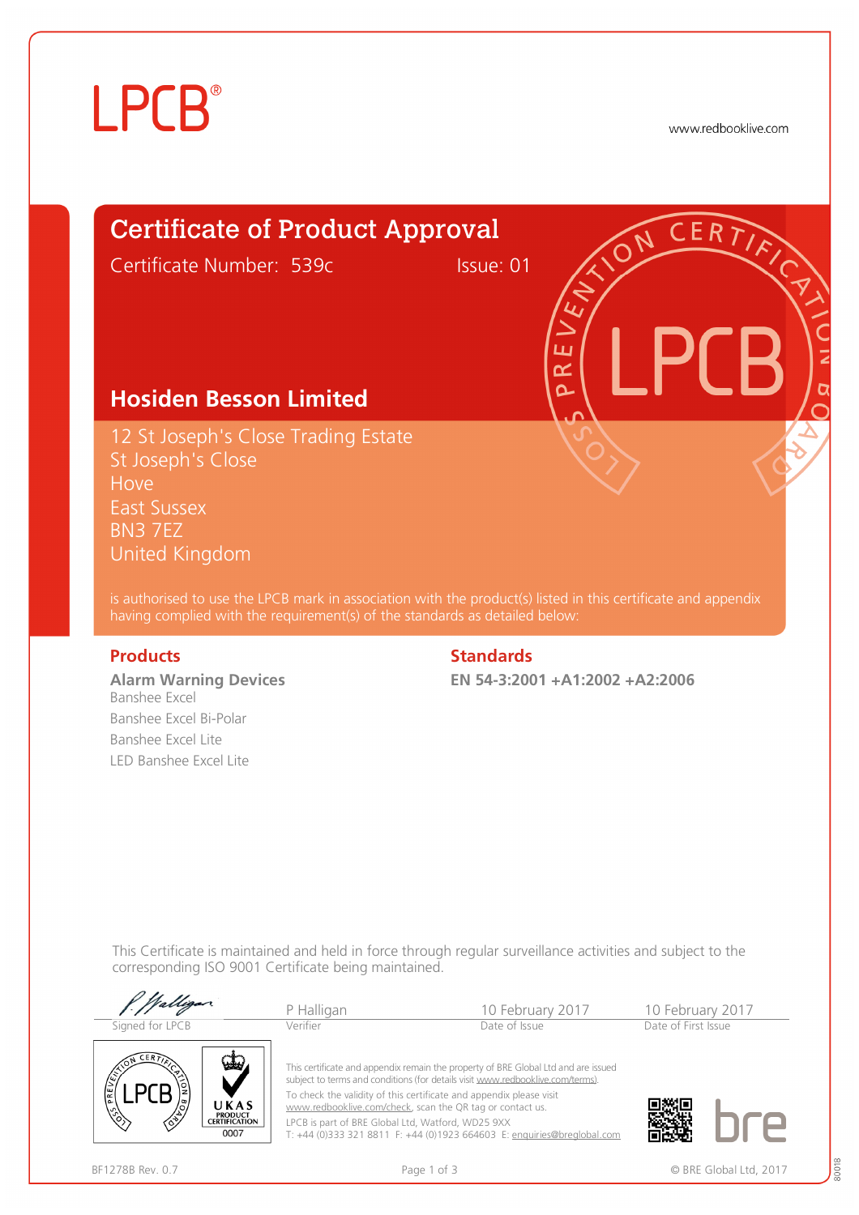LPCB®

www.redbooklive.com

# Certificate of Product Approval

Certificate Number: 539c    Issue: 01

## Hosiden Besson Limited

12 St Joseph's Close Trading Estate
St Joseph's Close
Hove
East Sussex
BN3 7EZ
United Kingdom

is authorised to use the LPCB mark in association with the product(s) listed in this certificate and appendix having complied with the requirement(s) of the standards as detailed below:

### Products

**Alarm Warning Devices**

Banshee Excel
Banshee Excel Bi-Polar
Banshee Excel Lite
LED Banshee Excel Lite

### Standards

**EN 54-3:2001 +A1:2002 +A2:2006**

This Certificate is maintained and held in force through regular surveillance activities and subject to the corresponding ISO 9001 Certificate being maintained.

| Signed for LPCB | P Halligan | 10 February 2017 | 10 February 2017 |
|---|---|---|---|
| | Verifier | Date of Issue | Date of First Issue |

UKAS PRODUCT CERTIFICATION 0007

This certificate and appendix remain the property of BRE Global Ltd and are issued subject to terms and conditions (for details visit www.redbooklive.com/terms).

To check the validity of this certificate and appendix please visit www.redbooklive.com/check, scan the QR tag or contact us.

LPCB is part of BRE Global Ltd, Watford, WD25 9XX
T: +44 (0)333 321 8811 F: +44 (0)1923 664603 E: enquiries@breglobal.com

BF1278B Rev. 0.7

© BRE Global Ltd, 2017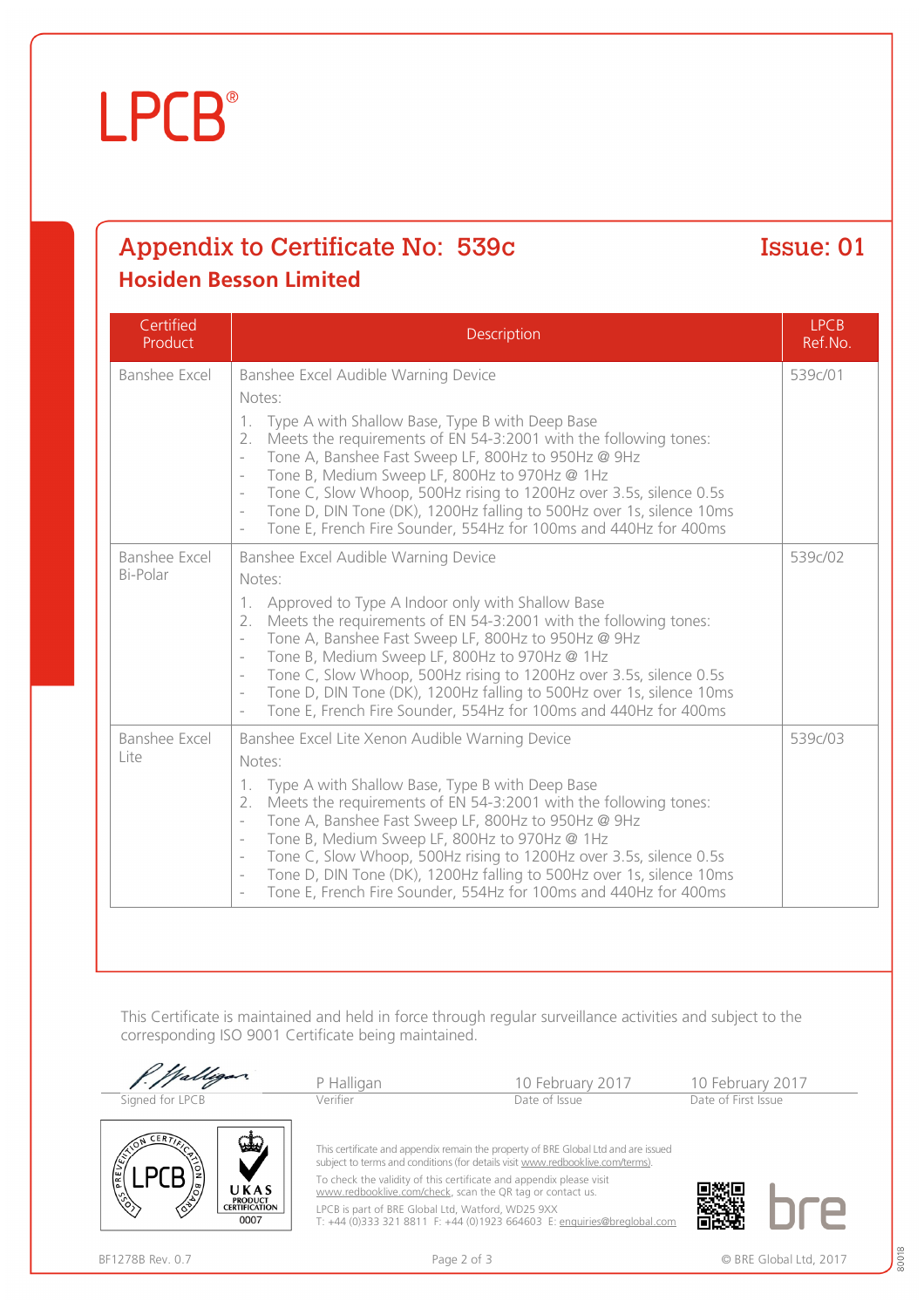LPCB®

## Appendix to Certificate No: 539c

**Issue: 01**

### Hosiden Besson Limited

| Certified Product | Description | LPCB Ref.No. |
|---|---|---|
| Banshee Excel | Banshee Excel Audible Warning Device<br>Notes:<br>1. Type A with Shallow Base, Type B with Deep Base<br>2. Meets the requirements of EN 54-3:2001 with the following tones:<br>- Tone A, Banshee Fast Sweep LF, 800Hz to 950Hz @ 9Hz<br>- Tone B, Medium Sweep LF, 800Hz to 970Hz @ 1Hz<br>- Tone C, Slow Whoop, 500Hz rising to 1200Hz over 3.5s, silence 0.5s<br>- Tone D, DIN Tone (DK), 1200Hz falling to 500Hz over 1s, silence 10ms<br>- Tone E, French Fire Sounder, 554Hz for 100ms and 440Hz for 400ms | 539c/01 |
| Banshee Excel Bi-Polar | Banshee Excel Audible Warning Device<br>Notes:<br>1. Approved to Type A Indoor only with Shallow Base<br>2. Meets the requirements of EN 54-3:2001 with the following tones:<br>- Tone A, Banshee Fast Sweep LF, 800Hz to 950Hz @ 9Hz<br>- Tone B, Medium Sweep LF, 800Hz to 970Hz @ 1Hz<br>- Tone C, Slow Whoop, 500Hz rising to 1200Hz over 3.5s, silence 0.5s<br>- Tone D, DIN Tone (DK), 1200Hz falling to 500Hz over 1s, silence 10ms<br>- Tone E, French Fire Sounder, 554Hz for 100ms and 440Hz for 400ms | 539c/02 |
| Banshee Excel Lite | Banshee Excel Lite Xenon Audible Warning Device<br>Notes:<br>1. Type A with Shallow Base, Type B with Deep Base<br>2. Meets the requirements of EN 54-3:2001 with the following tones:<br>- Tone A, Banshee Fast Sweep LF, 800Hz to 950Hz @ 9Hz<br>- Tone B, Medium Sweep LF, 800Hz to 970Hz @ 1Hz<br>- Tone C, Slow Whoop, 500Hz rising to 1200Hz over 3.5s, silence 0.5s<br>- Tone D, DIN Tone (DK), 1200Hz falling to 500Hz over 1s, silence 10ms<br>- Tone E, French Fire Sounder, 554Hz for 100ms and 440Hz for 400ms | 539c/03 |

This Certificate is maintained and held in force through regular surveillance activities and subject to the corresponding ISO 9001 Certificate being maintained.

| Signed for LPCB | P Halligan<br>Verifier | 10 February 2017<br>Date of Issue | 10 February 2017<br>Date of First Issue |
|---|---|---|---|

This certificate and appendix remain the property of BRE Global Ltd and are issued subject to terms and conditions (for details visit www.redbooklive.com/terms).

To check the validity of this certificate and appendix please visit www.redbooklive.com/check, scan the QR tag or contact us.

LPCB is part of BRE Global Ltd, Watford, WD25 9XX
T: +44 (0)333 321 8811 F: +44 (0)1923 664603 E: enquiries@breglobal.com

BF1278B Rev. 0.7

© BRE Global Ltd, 2017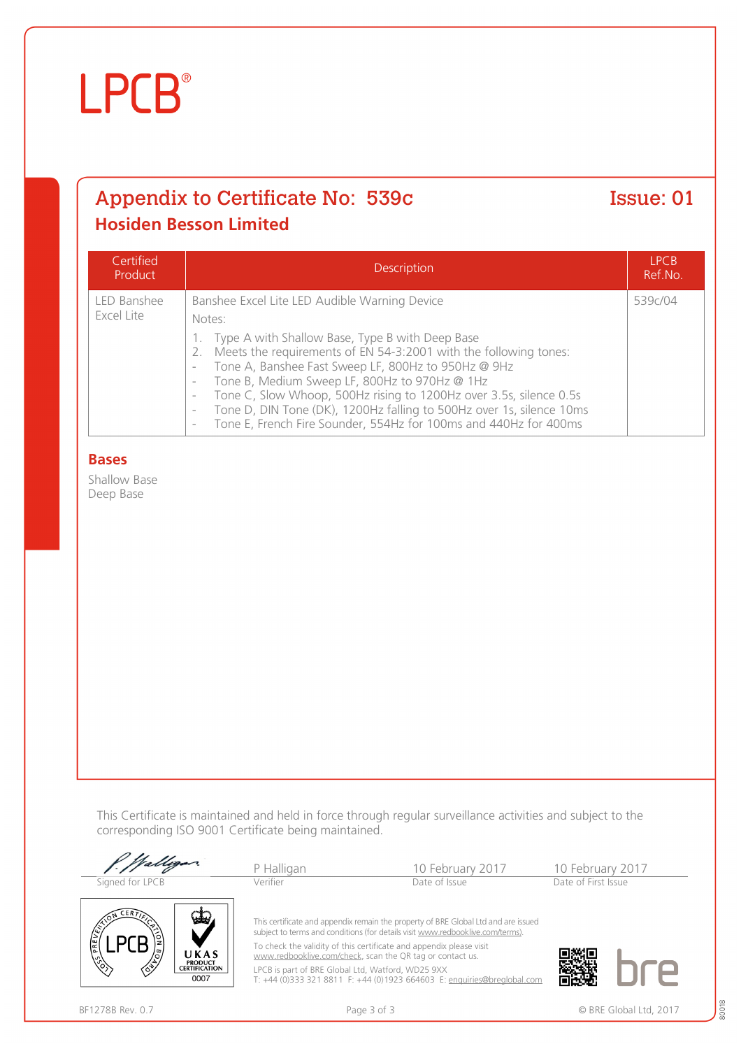LPCB®

## Appendix to Certificate No: 539c

**Issue: 01**

### Hosiden Besson Limited

| Certified Product | Description | LPCB Ref.No. |
|---|---|---|
| LED Banshee Excel Lite | Banshee Excel Lite LED Audible Warning Device<br>Notes:<br>1. Type A with Shallow Base, Type B with Deep Base<br>2. Meets the requirements of EN 54-3:2001 with the following tones:<br>- Tone A, Banshee Fast Sweep LF, 800Hz to 950Hz @ 9Hz<br>- Tone B, Medium Sweep LF, 800Hz to 970Hz @ 1Hz<br>- Tone C, Slow Whoop, 500Hz rising to 1200Hz over 3.5s, silence 0.5s<br>- Tone D, DIN Tone (DK), 1200Hz falling to 500Hz over 1s, silence 10ms<br>- Tone E, French Fire Sounder, 554Hz for 100ms and 440Hz for 400ms | 539c/04 |

### Bases

Shallow Base
Deep Base

This Certificate is maintained and held in force through regular surveillance activities and subject to the corresponding ISO 9001 Certificate being maintained.

| Signed for LPCB | P Halligan<br>Verifier | 10 February 2017<br>Date of Issue | 10 February 2017<br>Date of First Issue |
|---|---|---|---|

This certificate and appendix remain the property of BRE Global Ltd and are issued subject to terms and conditions (for details visit www.redbooklive.com/terms).

To check the validity of this certificate and appendix please visit www.redbooklive.com/check, scan the QR tag or contact us.

LPCB is part of BRE Global Ltd, Watford, WD25 9XX
T: +44 (0)333 321 8811 F: +44 (0)1923 664603 E: enquiries@breglobal.com

UKAS PRODUCT CERTIFICATION 0007

BF1278B Rev. 0.7

© BRE Global Ltd, 2017